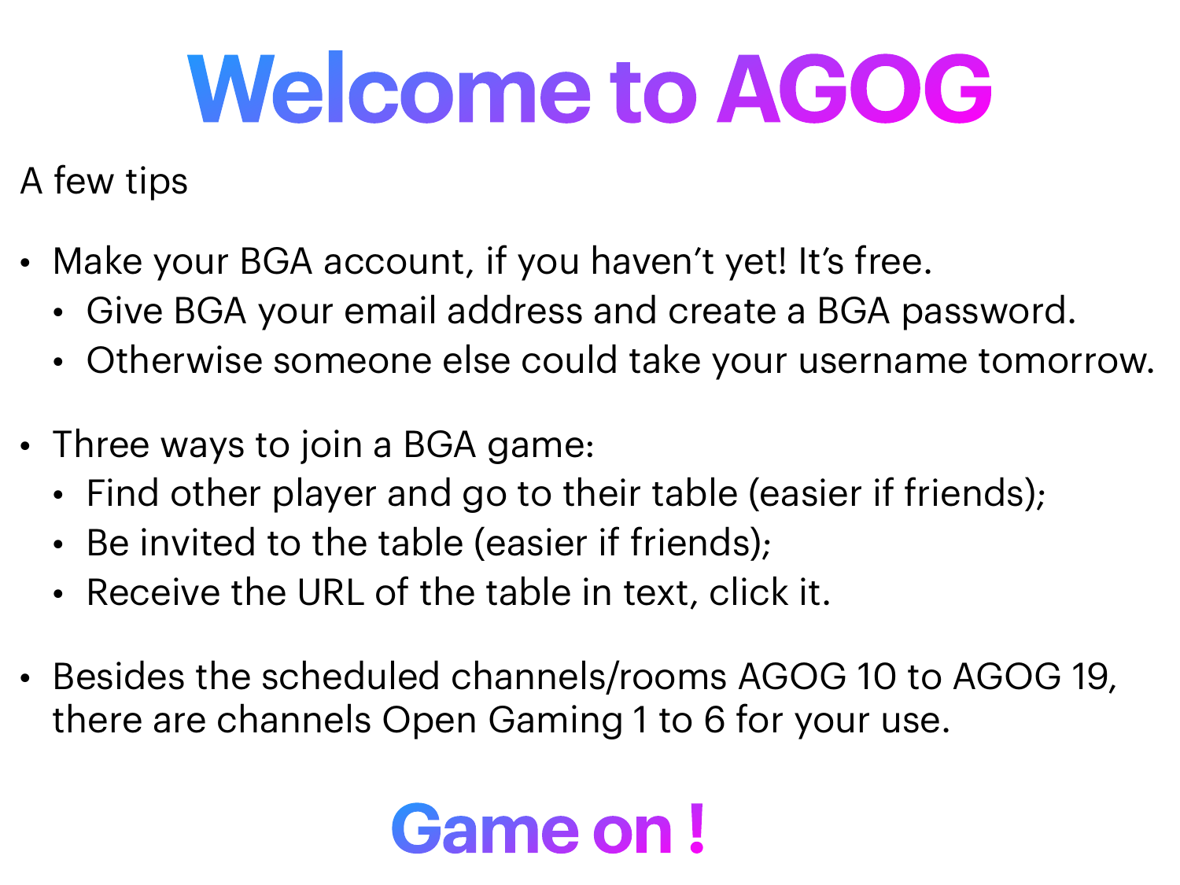# Welcome to AGOG

A few tips

- Make your BGA account, if you haven't yet! It's free.
  - Give BGA your email address and create a BGA password.
  - Otherwise someone else could take your username tomorrow.

- Three ways to join a BGA game:
  - Find other player and go to their table (easier if friends);
  - Be invited to the table (easier if friends);
  - Receive the URL of the table in text, click it.

- Besides the scheduled channels/rooms AGOG 10 to AGOG 19, there are channels Open Gaming 1 to 6 for your use.

## Game on !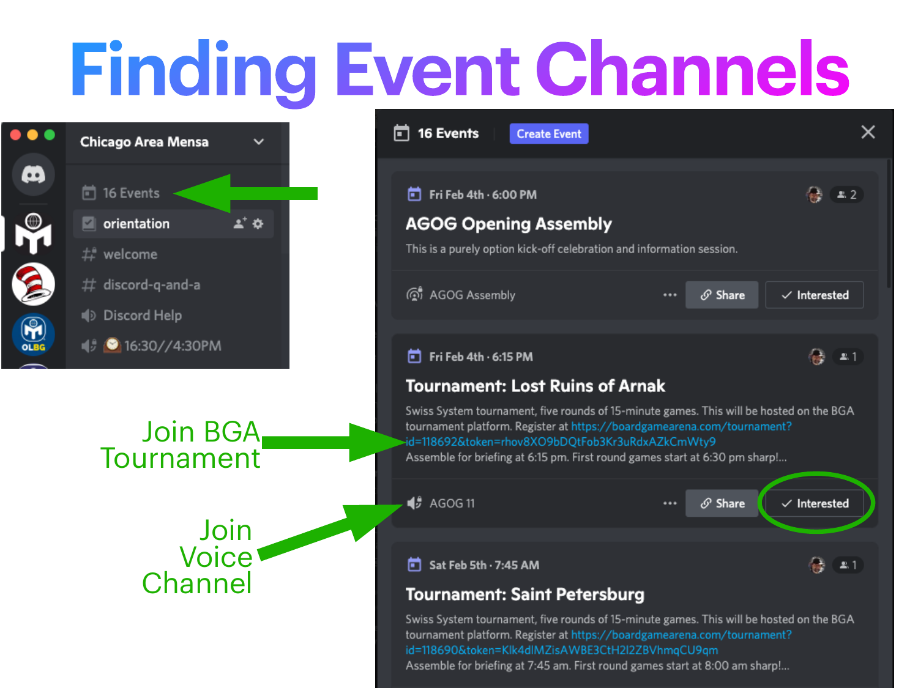# Finding Event Channels

Chicago Area Mensa

- 16 Events
- orientation
- welcome
- discord-q-and-a
- Discord Help
- 16:30//4:30PM

16 Events | Create Event

**Fri Feb 4th · 6:00 PM** — 2

**AGOG Opening Assembly**

This is a purely option kick-off celebration and information session.

AGOG Assembly | Share | Interested

**Fri Feb 4th · 6:15 PM** — 1

**Tournament: Lost Ruins of Arnak**

Swiss System tournament, five rounds of 15-minute games. This will be hosted on the BGA tournament platform. Register at https://boardgamearena.com/tournament?id=118692&token=rhov8XO9bDQtFob3Kr3uRdxAZkCmWty9
Assemble for briefing at 6:15 pm. First round games start at 6:30 pm sharp!...

AGOG 11 | Share | Interested

**Sat Feb 5th · 7:45 AM** — 1

**Tournament: Saint Petersburg**

Swiss System tournament, five rounds of 15-minute games. This will be hosted on the BGA tournament platform. Register at https://boardgamearena.com/tournament?id=118690&token=Klk4dlMZisAWBE3CtH2l2ZBVhmqCU9qm
Assemble for briefing at 7:45 am. First round games start at 8:00 am sharp!...

Join BGA Tournament

Join Voice Channel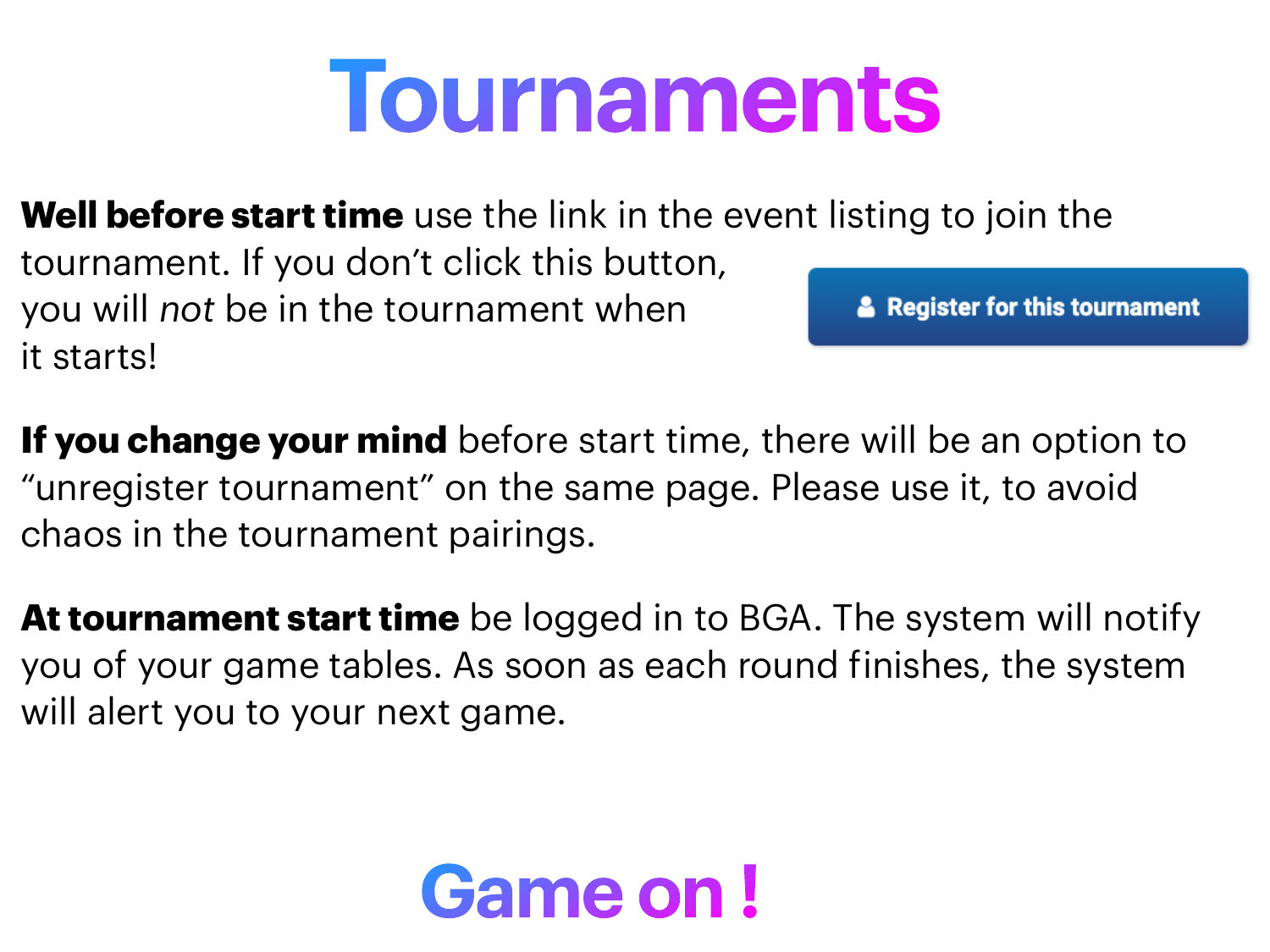# Tournaments

**Well before start time** use the link in the event listing to join the tournament. If you don't click this button, you will *not* be in the tournament when it starts!

Register for this tournament

**If you change your mind** before start time, there will be an option to "unregister tournament" on the same page. Please use it, to avoid chaos in the tournament pairings.

**At tournament start time** be logged in to BGA. The system will notify you of your game tables. As soon as each round finishes, the system will alert you to your next game.

## Game on !